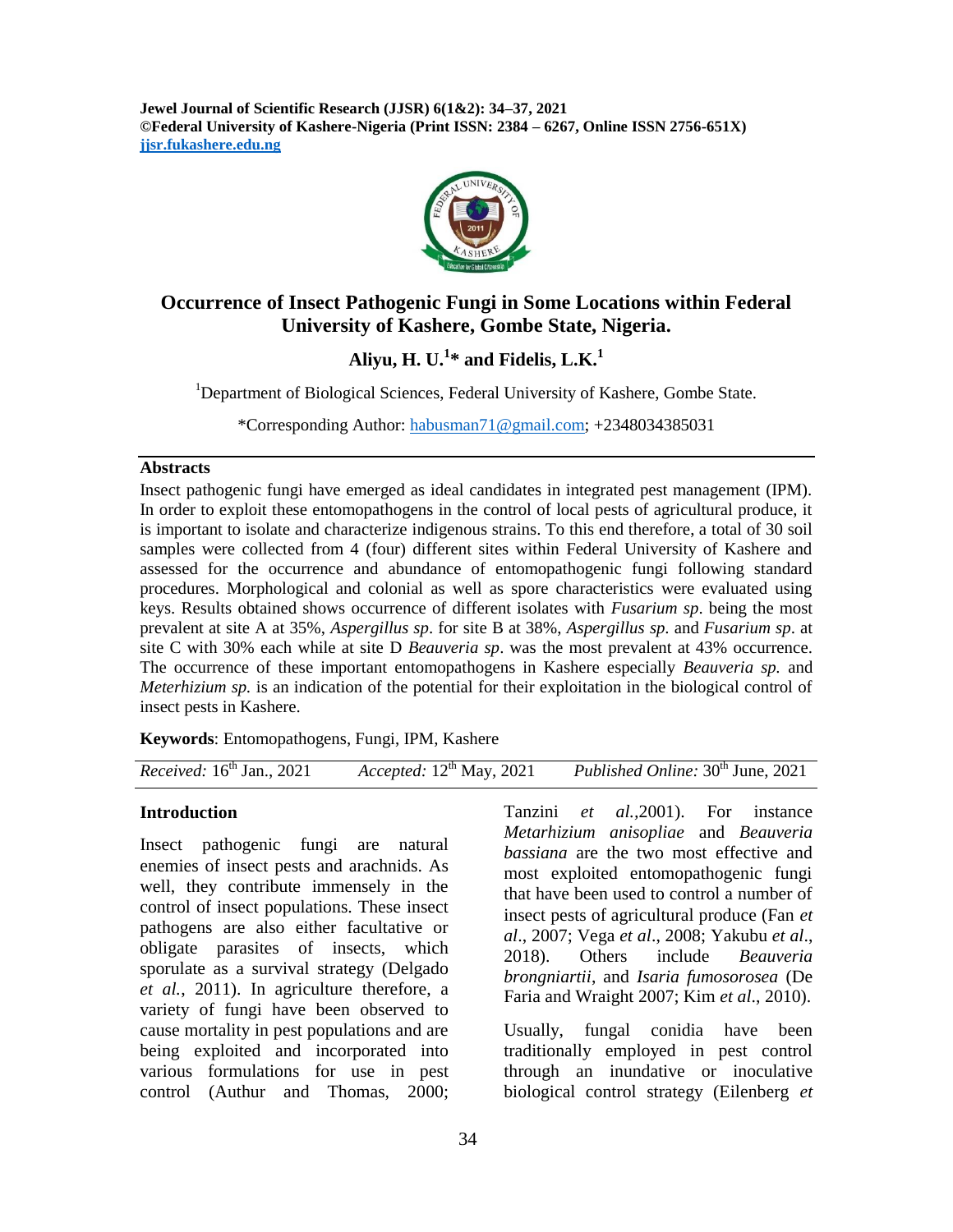# Occurrence of Insect Pathogenic Fungi in Some Locations within Federal University of Kashere, Gombe State, Nigeria.

**Aliyu, H. U.[1]* and Fidelis, L.K.[1]**

[1]Department of Biological Sciences, Federal University of Kashere, Gombe State.

*Corresponding Author: habusman71@gmail.com; +2348034385031

## Abstracts

Insect pathogenic fungi have emerged as ideal candidates in integrated pest management (IPM). In order to exploit these entomopathogens in the control of local pests of agricultural produce, it is important to isolate and characterize indigenous strains. To this end therefore, a total of 30 soil samples were collected from 4 (four) different sites within Federal University of Kashere and assessed for the occurrence and abundance of entomopathogenic fungi following standard procedures. Morphological and colonial as well as spore characteristics were evaluated using keys. Results obtained shows occurrence of different isolates with *Fusarium sp*. being the most prevalent at site A at 35%, *Aspergillus sp*. for site B at 38%, *Aspergillus sp*. and *Fusarium sp*. at site C with 30% each while at site D *Beauveria sp*. was the most prevalent at 43% occurrence. The occurrence of these important entomopathogens in Kashere especially *Beauveria sp.* and *Meterhizium sp.* is an indication of the potential for their exploitation in the biological control of insect pests in Kashere.

**Keywords**: Entomopathogens, Fungi, IPM, Kashere

*Received:* 16th Jan., 2021 *Accepted:* 12th May, 2021 *Published Online:* 30th June, 2021

## Introduction

Insect pathogenic fungi are natural enemies of insect pests and arachnids. As well, they contribute immensely in the control of insect populations. These insect pathogens are also either facultative or obligate parasites of insects, which sporulate as a survival strategy (Delgado *et al.*, 2011). In agriculture therefore, a variety of fungi have been observed to cause mortality in pest populations and are being exploited and incorporated into various formulations for use in pest control (Authur and Thomas, 2000; Tanzini *et al.*,2001). For instance *Metarhizium anisopliae* and *Beauveria bassiana* are the two most effective and most exploited entomopathogenic fungi that have been used to control a number of insect pests of agricultural produce (Fan *et al*., 2007; Vega *et al*., 2008; Yakubu *et al*., 2018). Others include *Beauveria brongniartii*, and *Isaria fumosorosea* (De Faria and Wraight 2007; Kim *et al*., 2010).

Usually, fungal conidia have been traditionally employed in pest control through an inundative or inoculative biological control strategy (Eilenberg *et*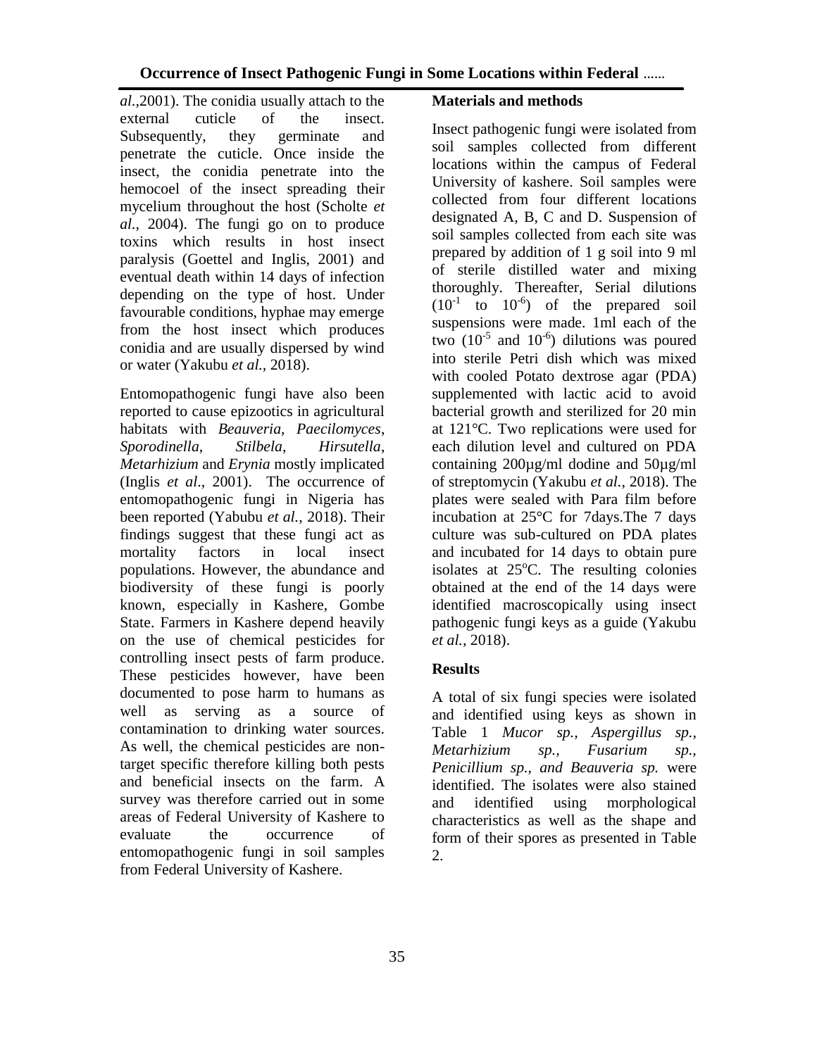*al.*,2001). The conidia usually attach to the external cuticle of the insect. Subsequently, they germinate and penetrate the cuticle. Once inside the insect, the conidia penetrate into the hemocoel of the insect spreading their mycelium throughout the host (Scholte *et al.,* 2004). The fungi go on to produce toxins which results in host insect paralysis (Goettel and Inglis, 2001) and eventual death within 14 days of infection depending on the type of host. Under favourable conditions, hyphae may emerge from the host insect which produces conidia and are usually dispersed by wind or water (Yakubu *et al.,* 2018).

Entomopathogenic fungi have also been reported to cause epizootics in agricultural habitats with *Beauveria*, *Paecilomyces*, *Sporodinella*, *Stilbela*, *Hirsutella*, *Metarhizium* and *Erynia* mostly implicated (Inglis *et al*., 2001). The occurrence of entomopathogenic fungi in Nigeria has been reported (Yabubu *et al.,* 2018). Their findings suggest that these fungi act as mortality factors in local insect populations. However, the abundance and biodiversity of these fungi is poorly known, especially in Kashere, Gombe State. Farmers in Kashere depend heavily on the use of chemical pesticides for controlling insect pests of farm produce. These pesticides however, have been documented to pose harm to humans as well as serving as a source of contamination to drinking water sources. As well, the chemical pesticides are non-target specific therefore killing both pests and beneficial insects on the farm. A survey was therefore carried out in some areas of Federal University of Kashere to evaluate the occurrence of entomopathogenic fungi in soil samples from Federal University of Kashere.

## Materials and methods

Insect pathogenic fungi were isolated from soil samples collected from different locations within the campus of Federal University of kashere. Soil samples were collected from four different locations designated A, B, C and D. Suspension of soil samples collected from each site was prepared by addition of 1 g soil into 9 ml of sterile distilled water and mixing thoroughly. Thereafter, Serial dilutions ($10^{-1}$ to $10^{-6}$) of the prepared soil suspensions were made. 1ml each of the two ($10^{-5}$ and $10^{-6}$) dilutions was poured into sterile Petri dish which was mixed with cooled Potato dextrose agar (PDA) supplemented with lactic acid to avoid bacterial growth and sterilized for 20 min at 121°C. Two replications were used for each dilution level and cultured on PDA containing 200µg/ml dodine and 50µg/ml of streptomycin (Yakubu *et al.,* 2018). The plates were sealed with Para film before incubation at 25°C for 7days.The 7 days culture was sub-cultured on PDA plates and incubated for 14 days to obtain pure isolates at 25°C. The resulting colonies obtained at the end of the 14 days were identified macroscopically using insect pathogenic fungi keys as a guide (Yakubu *et al.,* 2018).

## Results

A total of six fungi species were isolated and identified using keys as shown in Table 1 *Mucor sp., Aspergillus sp., Metarhizium sp., Fusarium sp., Penicillium sp., and Beauveria sp.* were identified. The isolates were also stained and identified using morphological characteristics as well as the shape and form of their spores as presented in Table 2.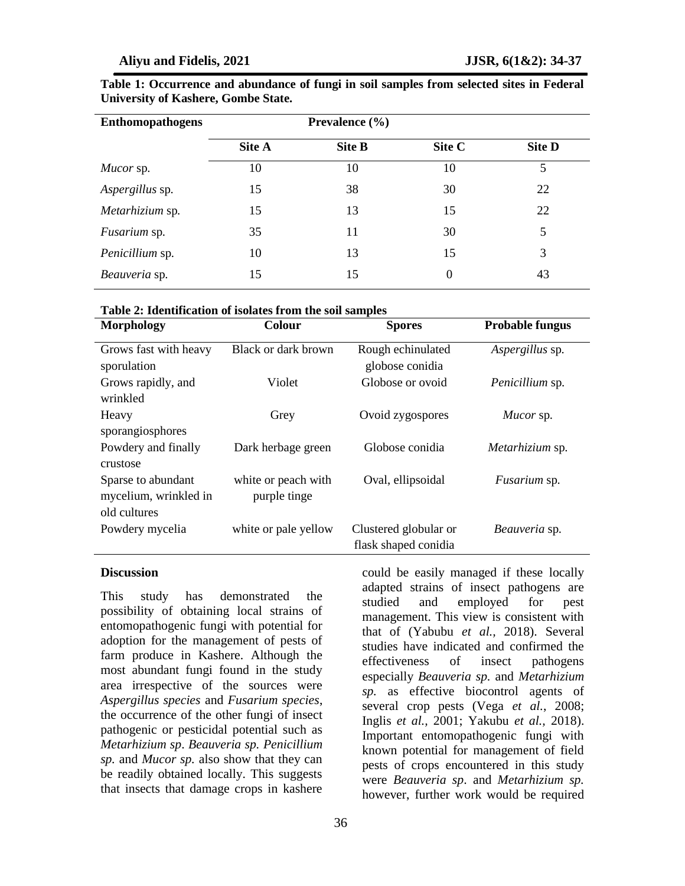**Table 1: Occurrence and abundance of fungi in soil samples from selected sites in Federal University of Kashere, Gombe State.**

| Enthomopathogens | Prevalence (%) | | | |
|---|---|---|---|---|
| | Site A | Site B | Site C | Site D |
| *Mucor* sp. | 10 | 10 | 10 | 5 |
| *Aspergillus* sp. | 15 | 38 | 30 | 22 |
| *Metarhizium* sp. | 15 | 13 | 15 | 22 |
| *Fusarium* sp. | 35 | 11 | 30 | 5 |
| *Penicillium* sp. | 10 | 13 | 15 | 3 |
| *Beauveria* sp. | 15 | 15 | 0 | 43 |

**Table 2: Identification of isolates from the soil samples**

| Morphology | Colour | Spores | Probable fungus |
|---|---|---|---|
| Grows fast with heavy sporulation | Black or dark brown | Rough echinulated globose conidia | *Aspergillus* sp. |
| Grows rapidly, and wrinkled | Violet | Globose or ovoid | *Penicillium* sp. |
| Heavy sporangiosphores | Grey | Ovoid zygospores | *Mucor* sp. |
| Powdery and finally crustose | Dark herbage green | Globose conidia | *Metarhizium* sp. |
| Sparse to abundant mycelium, wrinkled in old cultures | white or peach with purple tinge | Oval, ellipsoidal | *Fusarium* sp. |
| Powdery mycelia | white or pale yellow | Clustered globular or flask shaped conidia | *Beauveria* sp. |

## Discussion

This study has demonstrated the possibility of obtaining local strains of entomopathogenic fungi with potential for adoption for the management of pests of farm produce in Kashere. Although the most abundant fungi found in the study area irrespective of the sources were *Aspergillus species* and *Fusarium species*, the occurrence of the other fungi of insect pathogenic or pesticidal potential such as *Metarhizium sp*. *Beauveria sp. Penicillium sp.* and *Mucor sp.* also show that they can be readily obtained locally. This suggests that insects that damage crops in kashere could be easily managed if these locally adapted strains of insect pathogens are studied and employed for pest management. This view is consistent with that of (Yabubu *et al.*, 2018). Several studies have indicated and confirmed the effectiveness of insect pathogens especially *Beauveria sp.* and *Metarhizium sp.* as effective biocontrol agents of several crop pests (Vega *et al.*, 2008; Inglis *et al.*, 2001; Yakubu *et al.*, 2018). Important entomopathogenic fungi with known potential for management of field pests of crops encountered in this study were *Beauveria sp*. and *Metarhizium sp.* however, further work would be required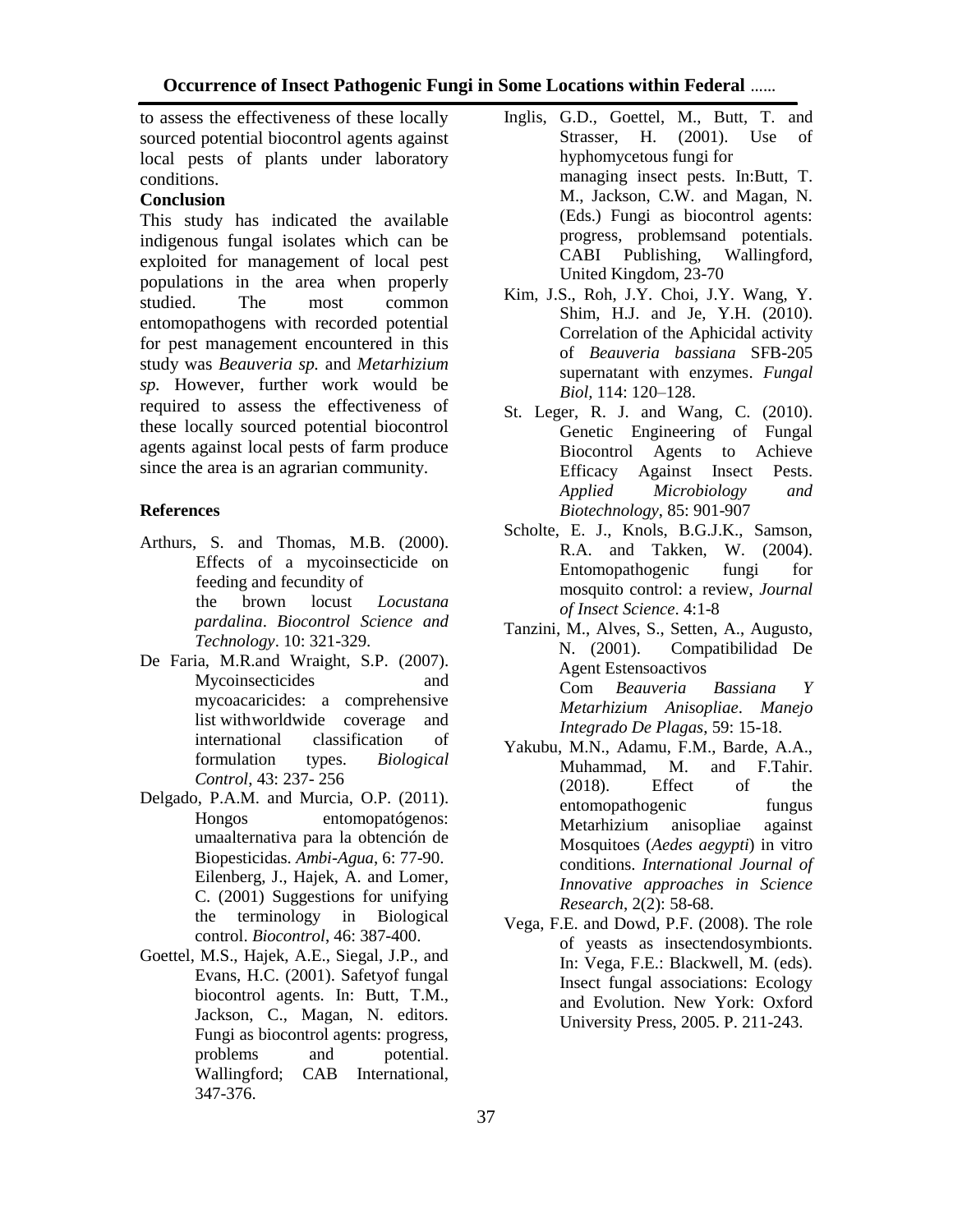to assess the effectiveness of these locally sourced potential biocontrol agents against local pests of plants under laboratory conditions.

## Conclusion

This study has indicated the available indigenous fungal isolates which can be exploited for management of local pest populations in the area when properly studied. The most common entomopathogens with recorded potential for pest management encountered in this study was *Beauveria sp.* and *Metarhizium sp.* However, further work would be required to assess the effectiveness of these locally sourced potential biocontrol agents against local pests of farm produce since the area is an agrarian community.

## References

Arthurs, S. and Thomas, M.B. (2000). Effects of a mycoinsecticide on feeding and fecundity of the brown locust *Locustana pardalina*. *Biocontrol Science and Technology*. 10: 321-329.

De Faria, M.R.and Wraight, S.P. (2007). Mycoinsecticides and mycoacaricides: a comprehensive list withworldwide coverage and international classification of formulation types. *Biological Control*, 43: 237- 256

Delgado, P.A.M. and Murcia, O.P. (2011). Hongos entomopatógenos: umaalternativa para la obtención de Biopesticidas. *Ambi-Agua*, 6: 77-90. Eilenberg, J., Hajek, A. and Lomer, C. (2001) Suggestions for unifying the terminology in Biological control. *Biocontrol*, 46: 387-400.

Goettel, M.S., Hajek, A.E., Siegal, J.P., and Evans, H.C. (2001). Safetyof fungal biocontrol agents. In: Butt, T.M., Jackson, C., Magan, N. editors. Fungi as biocontrol agents: progress, problems and potential. Wallingford; CAB International, 347-376.

Inglis, G.D., Goettel, M., Butt, T. and Strasser, H. (2001). Use of hyphomycetous fungi for managing insect pests. In:Butt, T. M., Jackson, C.W. and Magan, N. (Eds.) Fungi as biocontrol agents: progress, problemsand potentials. CABI Publishing, Wallingford, United Kingdom, 23-70

Kim, J.S., Roh, J.Y. Choi, J.Y. Wang, Y. Shim, H.J. and Je, Y.H. (2010). Correlation of the Aphicidal activity of *Beauveria bassiana* SFB-205 supernatant with enzymes. *Fungal Biol,* 114: 120–128.

St. Leger, R. J. and Wang, C. (2010). Genetic Engineering of Fungal Biocontrol Agents to Achieve Efficacy Against Insect Pests. *Applied Microbiology and Biotechnology*, 85: 901-907

Scholte, E. J., Knols, B.G.J.K., Samson, R.A. and Takken, W. (2004). Entomopathogenic fungi for mosquito control: a review, *Journal of Insect Science*. 4:1-8

Tanzini, M., Alves, S., Setten, A., Augusto, N. (2001). Compatibilidad De Agent Estensoactivos Com *Beauveria Bassiana Y Metarhizium Anisopliae*. *Manejo Integrado De Plagas*, 59: 15-18.

Yakubu, M.N., Adamu, F.M., Barde, A.A., Muhammad, M. and F.Tahir. (2018). Effect of the entomopathogenic fungus Metarhizium anisopliae against Mosquitoes (*Aedes aegypti*) in vitro conditions. *International Journal of Innovative approaches in Science Research*, 2(2): 58-68.

Vega, F.E. and Dowd, P.F. (2008). The role of yeasts as insectendosymbionts. In: Vega, F.E.: Blackwell, M. (eds). Insect fungal associations: Ecology and Evolution. New York: Oxford University Press, 2005. P. 211-243.